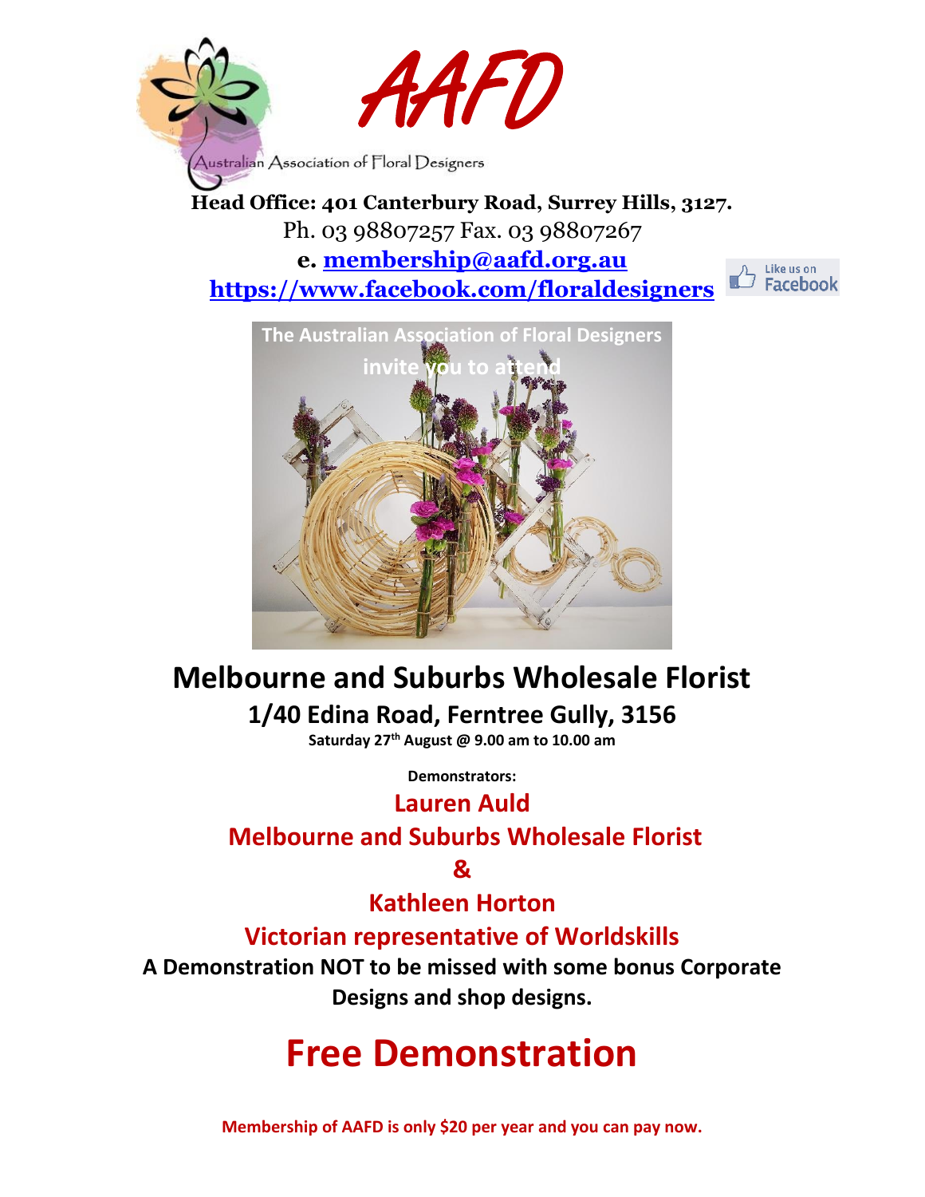# AAFD

Australian Association of Floral Designers

**Head Office: 401 Canterbury Road, Surrey Hills, 3127.**

Ph. 03 98807257 Fax. 03 98807267

**e. membership@aafd.org.au**

**https://www.facebook.com/floraldesigners**

Like us on Facebook

The Australian Association of Floral Designers invite you to attend

## Melbourne and Suburbs Wholesale Florist

### 1/40 Edina Road, Ferntree Gully, 3156

**Saturday 27th August @ 9.00 am to 10.00 am**

**Demonstrators:**

**Lauren Auld**

**Melbourne and Suburbs Wholesale Florist**

**&**

**Kathleen Horton**

**Victorian representative of Worldskills**

**A Demonstration NOT to be missed with some bonus Corporate Designs and shop designs.**

# Free Demonstration

**Membership of AAFD is only $20 per year and you can pay now.**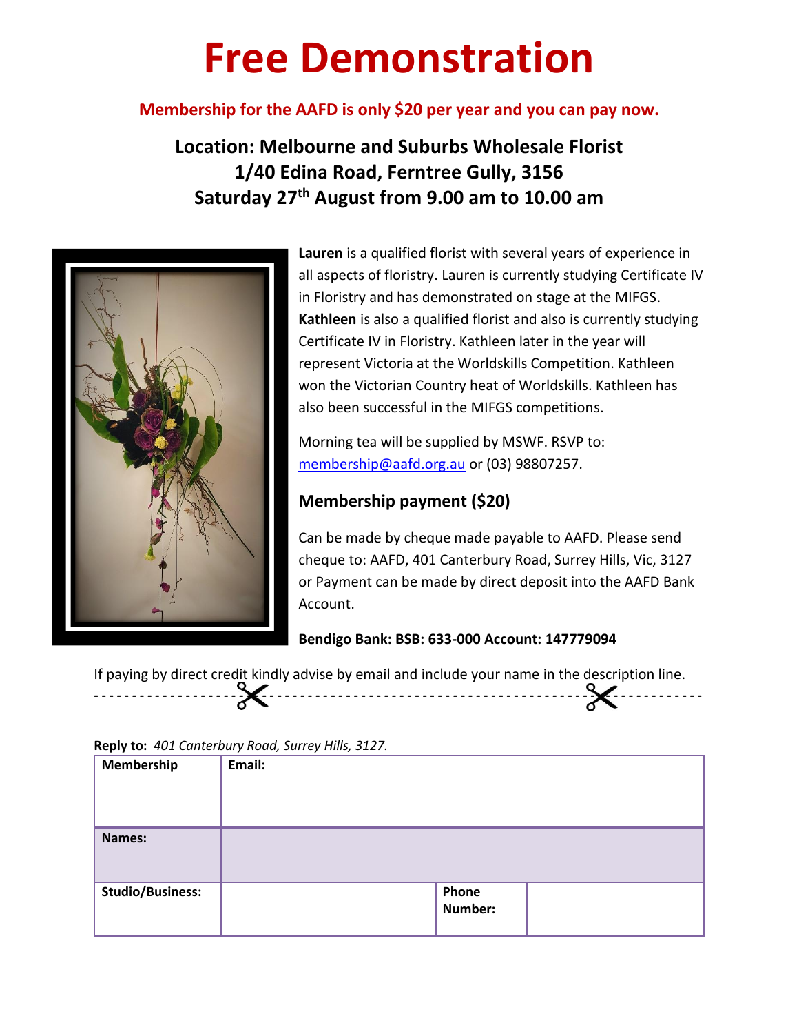# Free Demonstration

**Membership for the AAFD is only $20 per year and you can pay now.**

**Location: Melbourne and Suburbs Wholesale Florist**
**1/40 Edina Road, Ferntree Gully, 3156**
**Saturday 27th August from 9.00 am to 10.00 am**

**Lauren** is a qualified florist with several years of experience in all aspects of floristry. Lauren is currently studying Certificate IV in Floristry and has demonstrated on stage at the MIFGS. **Kathleen** is also a qualified florist and also is currently studying Certificate IV in Floristry. Kathleen later in the year will represent Victoria at the Worldskills Competition. Kathleen won the Victorian Country heat of Worldskills. Kathleen has also been successful in the MIFGS competitions.

Morning tea will be supplied by MSWF. RSVP to: membership@aafd.org.au or (03) 98807257.

### Membership payment ($20)

Can be made by cheque made payable to AAFD. Please send cheque to: AAFD, 401 Canterbury Road, Surrey Hills, Vic, 3127 or Payment can be made by direct deposit into the AAFD Bank Account.

**Bendigo Bank: BSB: 633-000 Account: 147779094**

If paying by direct credit kindly advise by email and include your name in the description line.

**Reply to:** *401 Canterbury Road, Surrey Hills, 3127.*

| | | | |
|---|---|---|---|
| **Membership** | **Email:** | | |
| **Names:** | | | |
| **Studio/Business:** | | **Phone Number:** | |